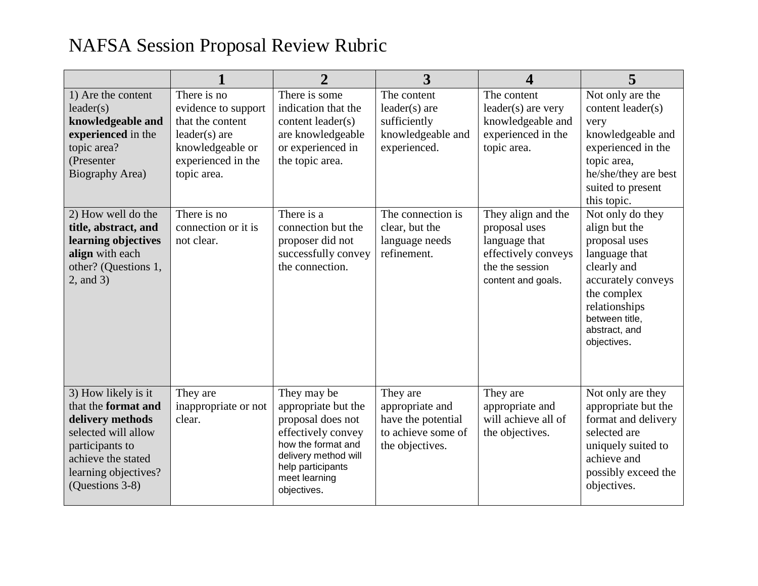# NAFSA Session Proposal Review Rubric

| | 1 | 2 | 3 | 4 | 5 |
|---|---|---|---|---|---|
| 1) Are the content leader(s) **knowledgeable and experienced** in the topic area? (Presenter Biography Area) | There is no evidence to support that the content leader(s) are knowledgeable or experienced in the topic area. | There is some indication that the content leader(s) are knowledgeable or experienced in the topic area. | The content leader(s) are sufficiently knowledgeable and experienced. | The content leader(s) are very knowledgeable and experienced in the topic area. | Not only are the content leader(s) very knowledgeable and experienced in the topic area, he/she/they are best suited to present this topic. |
| 2) How well do the **title, abstract, and learning objectives align** with each other? (Questions 1, 2, and 3) | There is no connection or it is not clear. | There is a connection but the proposer did not successfully convey the connection. | The connection is clear, but the language needs refinement. | They align and the proposal uses language that effectively conveys the the session content and goals. | Not only do they align but the proposal uses language that clearly and accurately conveys the complex relationships between title, abstract, and objectives. |
| 3) How likely is it that the **format and delivery methods** selected will allow participants to achieve the stated learning objectives? (Questions 3-8) | They are inappropriate or not clear. | They may be appropriate but the proposal does not effectively convey how the format and delivery method will help participants meet learning objectives. | They are appropriate and have the potential to achieve some of the objectives. | They are appropriate and will achieve all of the objectives. | Not only are they appropriate but the format and delivery selected are uniquely suited to achieve and possibly exceed the objectives. |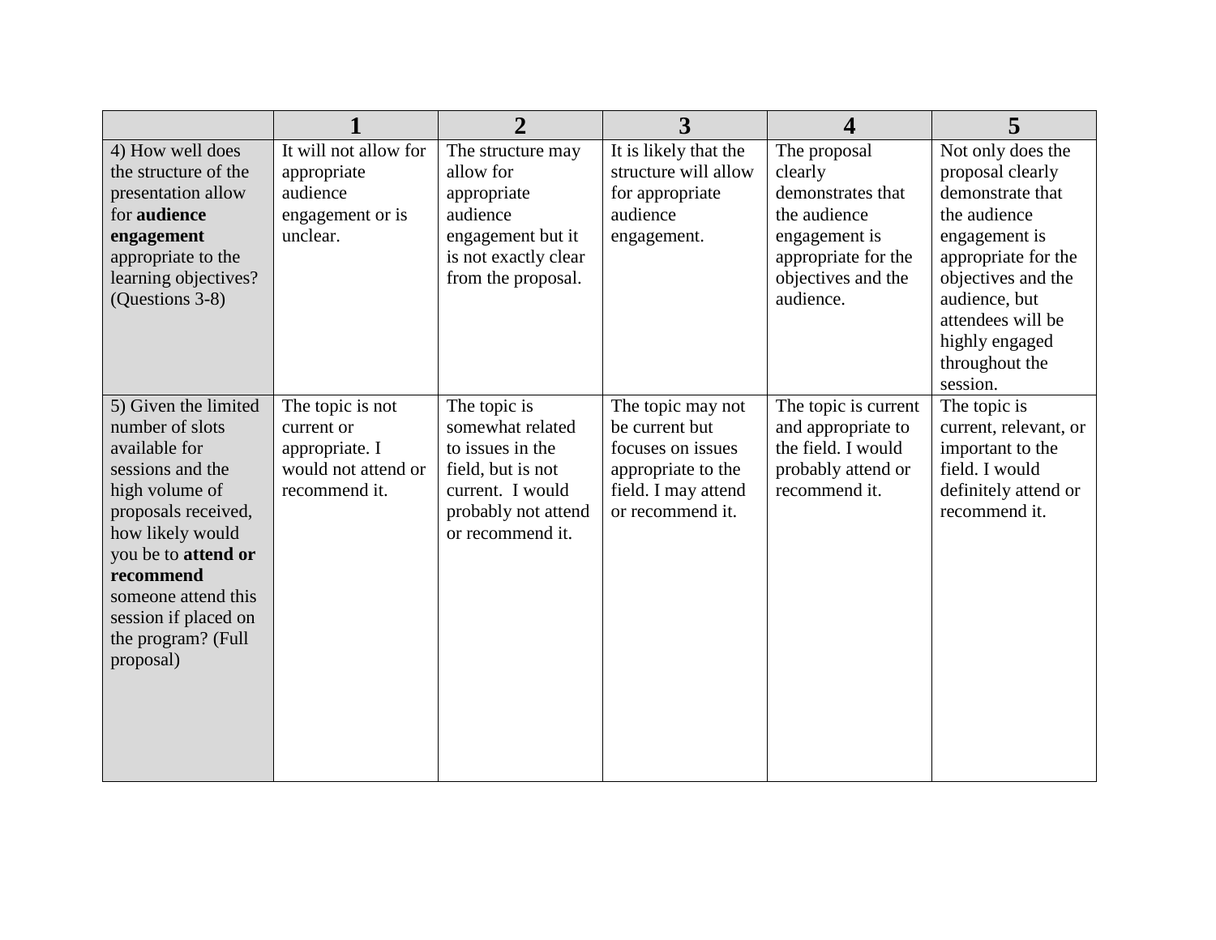| | 1 | 2 | 3 | 4 | 5 |
|---|---|---|---|---|---|
| 4) How well does the structure of the presentation allow for **audience engagement** appropriate to the learning objectives? (Questions 3-8) | It will not allow for appropriate audience engagement or is unclear. | The structure may allow for appropriate audience engagement but it is not exactly clear from the proposal. | It is likely that the structure will allow for appropriate audience engagement. | The proposal clearly demonstrates that the audience engagement is appropriate for the objectives and the audience. | Not only does the proposal clearly demonstrate that the audience engagement is appropriate for the objectives and the audience, but attendees will be highly engaged throughout the session. |
| 5) Given the limited number of slots available for sessions and the high volume of proposals received, how likely would you be to **attend or recommend** someone attend this session if placed on the program? (Full proposal) | The topic is not current or appropriate. I would not attend or recommend it. | The topic is somewhat related to issues in the field, but is not current. I would probably not attend or recommend it. | The topic may not be current but focuses on issues appropriate to the field. I may attend or recommend it. | The topic is current and appropriate to the field. I would probably attend or recommend it. | The topic is current, relevant, or important to the field. I would definitely attend or recommend it. |